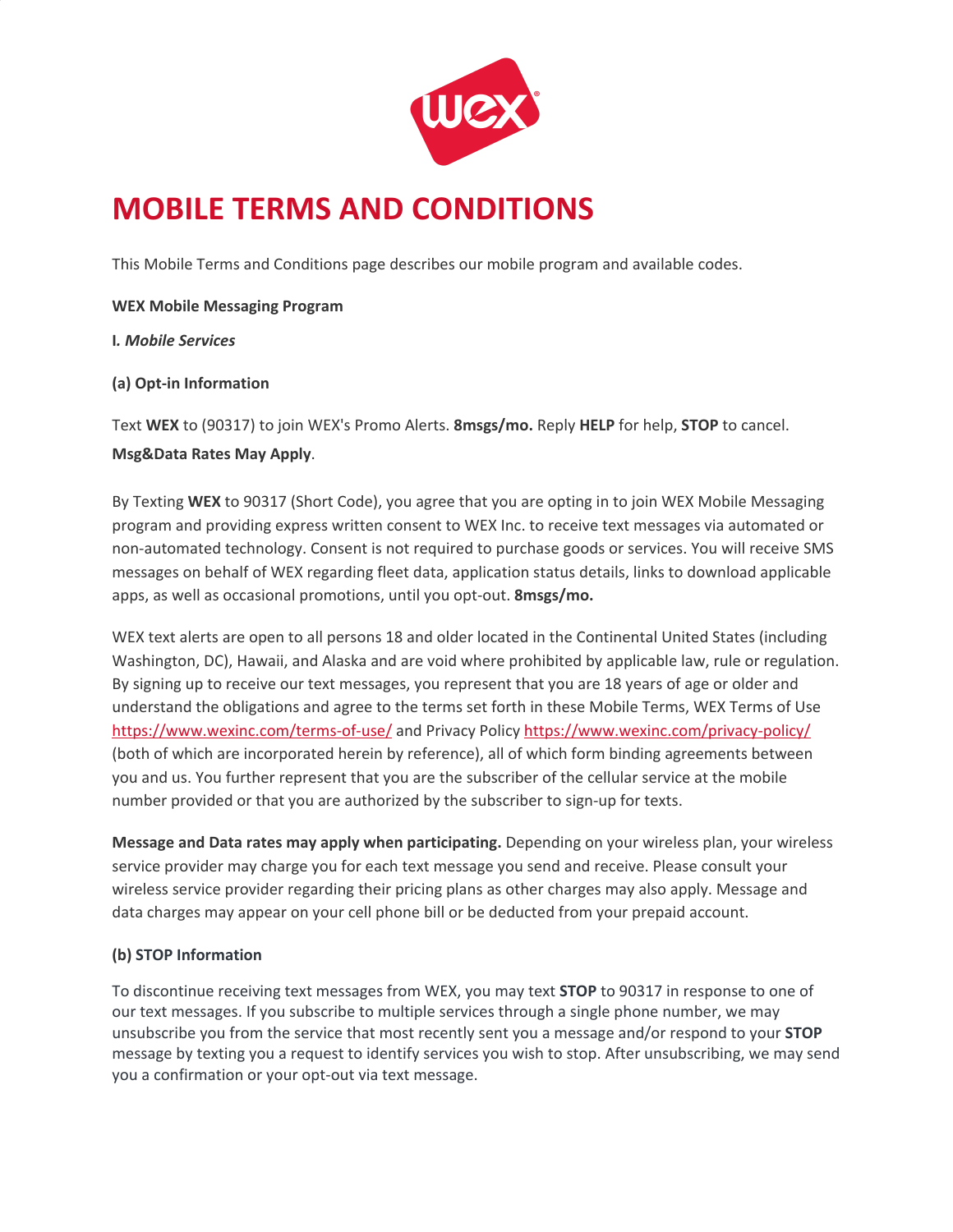# MOBILE TERMS AND CONDITIONS

This Mobile Terms and Conditions page describes our mobile program and available codes.

**WEX Mobile Messaging Program**

**I. *Mobile Services***

**(a) Opt-in Information**

Text **WEX** to (90317) to join WEX's Promo Alerts. **8msgs/mo.** Reply **HELP** for help, **STOP** to cancel.
**Msg&Data Rates May Apply**.

By Texting **WEX** to 90317 (Short Code), you agree that you are opting in to join WEX Mobile Messaging program and providing express written consent to WEX Inc. to receive text messages via automated or non-automated technology. Consent is not required to purchase goods or services. You will receive SMS messages on behalf of WEX regarding fleet data, application status details, links to download applicable apps, as well as occasional promotions, until you opt-out. **8msgs/mo.**

WEX text alerts are open to all persons 18 and older located in the Continental United States (including Washington, DC), Hawaii, and Alaska and are void where prohibited by applicable law, rule or regulation. By signing up to receive our text messages, you represent that you are 18 years of age or older and understand the obligations and agree to the terms set forth in these Mobile Terms, WEX Terms of Use https://www.wexinc.com/terms-of-use/ and Privacy Policy https://www.wexinc.com/privacy-policy/ (both of which are incorporated herein by reference), all of which form binding agreements between you and us. You further represent that you are the subscriber of the cellular service at the mobile number provided or that you are authorized by the subscriber to sign-up for texts.

**Message and Data rates may apply when participating.** Depending on your wireless plan, your wireless service provider may charge you for each text message you send and receive. Please consult your wireless service provider regarding their pricing plans as other charges may also apply. Message and data charges may appear on your cell phone bill or be deducted from your prepaid account.

**(b) STOP Information**

To discontinue receiving text messages from WEX, you may text **STOP** to 90317 in response to one of our text messages. If you subscribe to multiple services through a single phone number, we may unsubscribe you from the service that most recently sent you a message and/or respond to your **STOP** message by texting you a request to identify services you wish to stop. After unsubscribing, we may send you a confirmation or your opt-out via text message.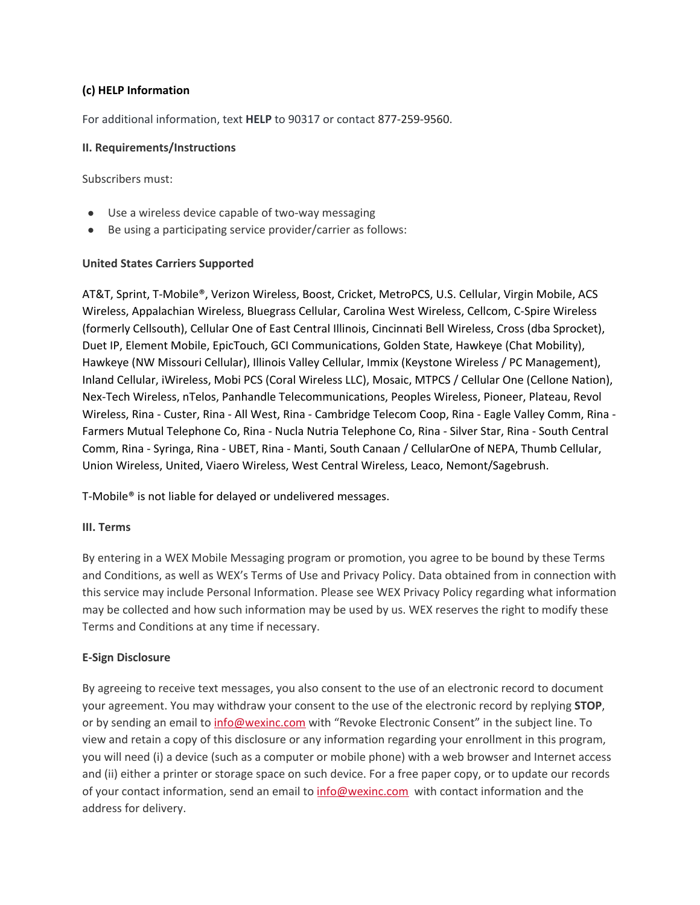**(c) HELP Information**

For additional information, text **HELP** to 90317 or contact 877-259-9560.

**II. Requirements/Instructions**

Subscribers must:

- Use a wireless device capable of two-way messaging
- Be using a participating service provider/carrier as follows:

**United States Carriers Supported**

AT&T, Sprint, T-Mobile®, Verizon Wireless, Boost, Cricket, MetroPCS, U.S. Cellular, Virgin Mobile, ACS Wireless, Appalachian Wireless, Bluegrass Cellular, Carolina West Wireless, Cellcom, C-Spire Wireless (formerly Cellsouth), Cellular One of East Central Illinois, Cincinnati Bell Wireless, Cross (dba Sprocket), Duet IP, Element Mobile, EpicTouch, GCI Communications, Golden State, Hawkeye (Chat Mobility), Hawkeye (NW Missouri Cellular), Illinois Valley Cellular, Immix (Keystone Wireless / PC Management), Inland Cellular, iWireless, Mobi PCS (Coral Wireless LLC), Mosaic, MTPCS / Cellular One (Cellone Nation), Nex-Tech Wireless, nTelos, Panhandle Telecommunications, Peoples Wireless, Pioneer, Plateau, Revol Wireless, Rina - Custer, Rina - All West, Rina - Cambridge Telecom Coop, Rina - Eagle Valley Comm, Rina - Farmers Mutual Telephone Co, Rina - Nucla Nutria Telephone Co, Rina - Silver Star, Rina - South Central Comm, Rina - Syringa, Rina - UBET, Rina - Manti, South Canaan / CellularOne of NEPA, Thumb Cellular, Union Wireless, United, Viaero Wireless, West Central Wireless, Leaco, Nemont/Sagebrush.

T-Mobile® is not liable for delayed or undelivered messages.

**III. Terms**

By entering in a WEX Mobile Messaging program or promotion, you agree to be bound by these Terms and Conditions, as well as WEX's Terms of Use and Privacy Policy. Data obtained from in connection with this service may include Personal Information. Please see WEX Privacy Policy regarding what information may be collected and how such information may be used by us. WEX reserves the right to modify these Terms and Conditions at any time if necessary.

**E-Sign Disclosure**

By agreeing to receive text messages, you also consent to the use of an electronic record to document your agreement. You may withdraw your consent to the use of the electronic record by replying **STOP**, or by sending an email to info@wexinc.com with "Revoke Electronic Consent" in the subject line. To view and retain a copy of this disclosure or any information regarding your enrollment in this program, you will need (i) a device (such as a computer or mobile phone) with a web browser and Internet access and (ii) either a printer or storage space on such device. For a free paper copy, or to update our records of your contact information, send an email to info@wexinc.com with contact information and the address for delivery.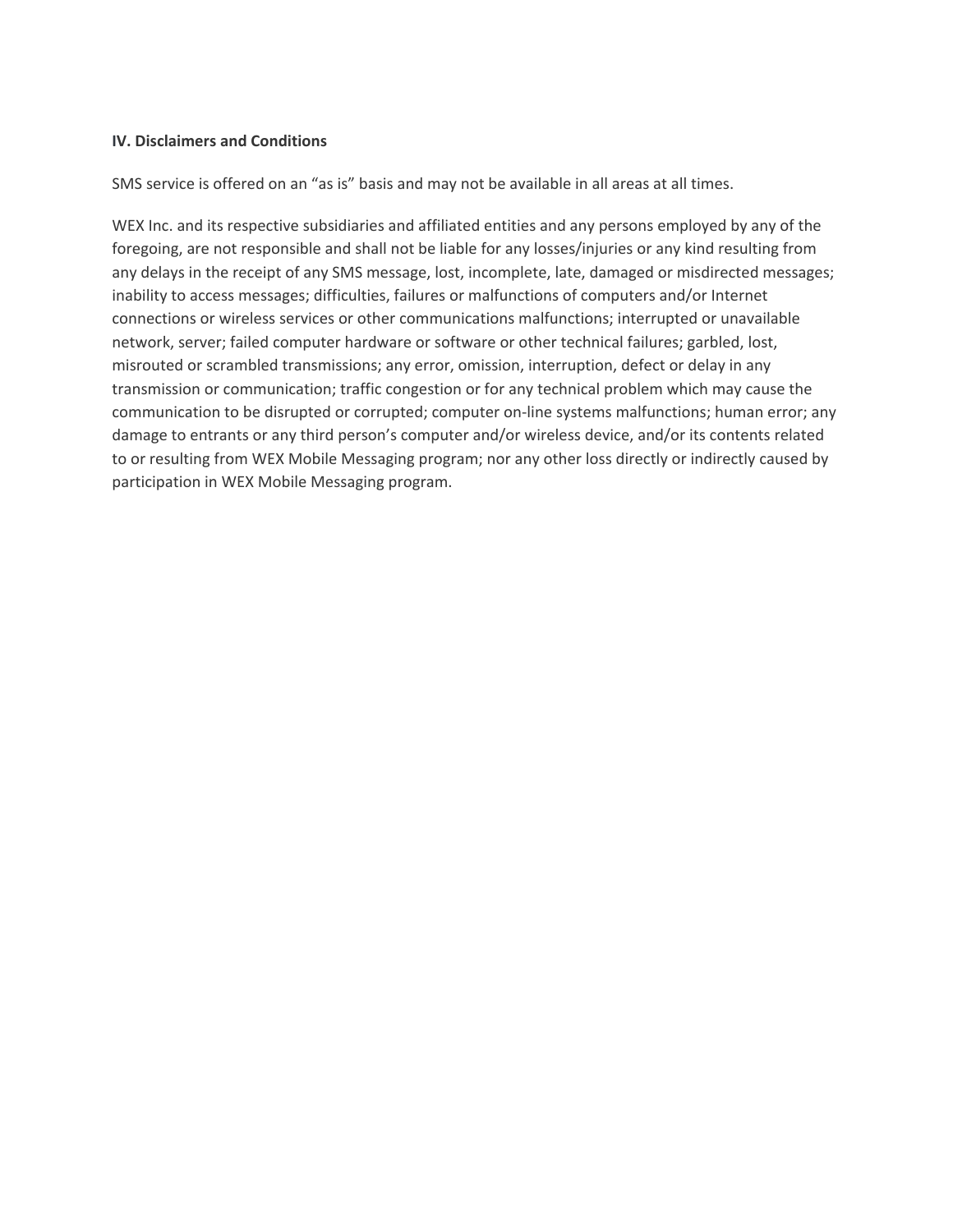**IV. Disclaimers and Conditions**

SMS service is offered on an “as is” basis and may not be available in all areas at all times.

WEX Inc. and its respective subsidiaries and affiliated entities and any persons employed by any of the foregoing, are not responsible and shall not be liable for any losses/injuries or any kind resulting from any delays in the receipt of any SMS message, lost, incomplete, late, damaged or misdirected messages; inability to access messages; difficulties, failures or malfunctions of computers and/or Internet connections or wireless services or other communications malfunctions; interrupted or unavailable network, server; failed computer hardware or software or other technical failures; garbled, lost, misrouted or scrambled transmissions; any error, omission, interruption, defect or delay in any transmission or communication; traffic congestion or for any technical problem which may cause the communication to be disrupted or corrupted; computer on-line systems malfunctions; human error; any damage to entrants or any third person’s computer and/or wireless device, and/or its contents related to or resulting from WEX Mobile Messaging program; nor any other loss directly or indirectly caused by participation in WEX Mobile Messaging program.